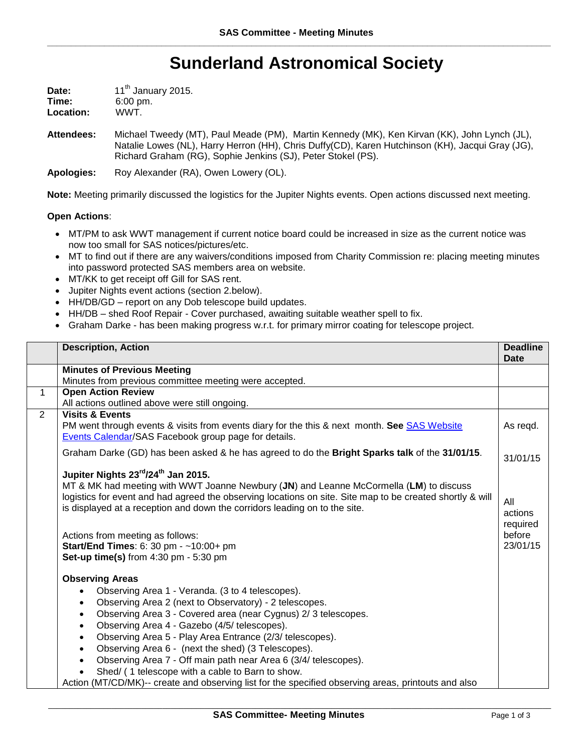# Sunderland Astronomical Society

**Date:** 11th January 2015.
**Time:** 6:00 pm.
**Location:** WWT.

**Attendees:** Michael Tweedy (MT), Paul Meade (PM), Martin Kennedy (MK), Ken Kirvan (KK), John Lynch (JL), Natalie Lowes (NL), Harry Herron (HH), Chris Duffy(CD), Karen Hutchinson (KH), Jacqui Gray (JG), Richard Graham (RG), Sophie Jenkins (SJ), Peter Stokel (PS).

**Apologies:** Roy Alexander (RA), Owen Lowery (OL).

**Note:** Meeting primarily discussed the logistics for the Jupiter Nights events. Open actions discussed next meeting.

**Open Actions**:

- MT/PM to ask WWT management if current notice board could be increased in size as the current notice was now too small for SAS notices/pictures/etc.
- MT to find out if there are any waivers/conditions imposed from Charity Commission re: placing meeting minutes into password protected SAS members area on website.
- MT/KK to get receipt off Gill for SAS rent.
- Jupiter Nights event actions (section 2.below).
- HH/DB/GD – report on any Dob telescope build updates.
- HH/DB – shed Roof Repair - Cover purchased, awaiting suitable weather spell to fix.
- Graham Darke - has been making progress w.r.t. for primary mirror coating for telescope project.

| | Description, Action | Deadline Date |
|---|---|---|
| | **Minutes of Previous Meeting**<br>Minutes from previous committee meeting were accepted. | |
| 1 | **Open Action Review**<br>All actions outlined above were still ongoing. | |
| 2 | **Visits & Events**<br>PM went through events & visits from events diary for the this & next month. **See** SAS Website Events Calendar/SAS Facebook group page for details. | As reqd. |
| | Graham Darke (GD) has been asked & he has agreed to do the **Bright Sparks talk** of the **31/01/15**. | 31/01/15 |
| | **Jupiter Nights 23rd/24th Jan 2015.**<br>MT & MK had meeting with WWT Joanne Newbury (**JN**) and Leanne McCormella (**LM**) to discuss logistics for event and had agreed the observing locations on site. Site map to be created shortly & will is displayed at a reception and down the corridors leading on to the site.<br><br>Actions from meeting as follows:<br>**Start/End Times**: 6: 30 pm - ~10:00+ pm<br>**Set-up time(s)** from 4:30 pm - 5:30 pm<br><br>**Observing Areas**<br>• Observing Area 1 - Veranda. (3 to 4 telescopes).<br>• Observing Area 2 (next to Observatory) - 2 telescopes.<br>• Observing Area 3 - Covered area (near Cygnus) 2/ 3 telescopes.<br>• Observing Area 4 - Gazebo (4/5/ telescopes).<br>• Observing Area 5 - Play Area Entrance (2/3/ telescopes).<br>• Observing Area 6 - (next the shed) (3 Telescopes).<br>• Observing Area 7 - Off main path near Area 6 (3/4/ telescopes).<br>• Shed/ ( 1 telescope with a cable to Barn to show.<br>Action (MT/CD/MK)-- create and observing list for the specified observing areas, printouts and also | All actions required before 23/01/15 |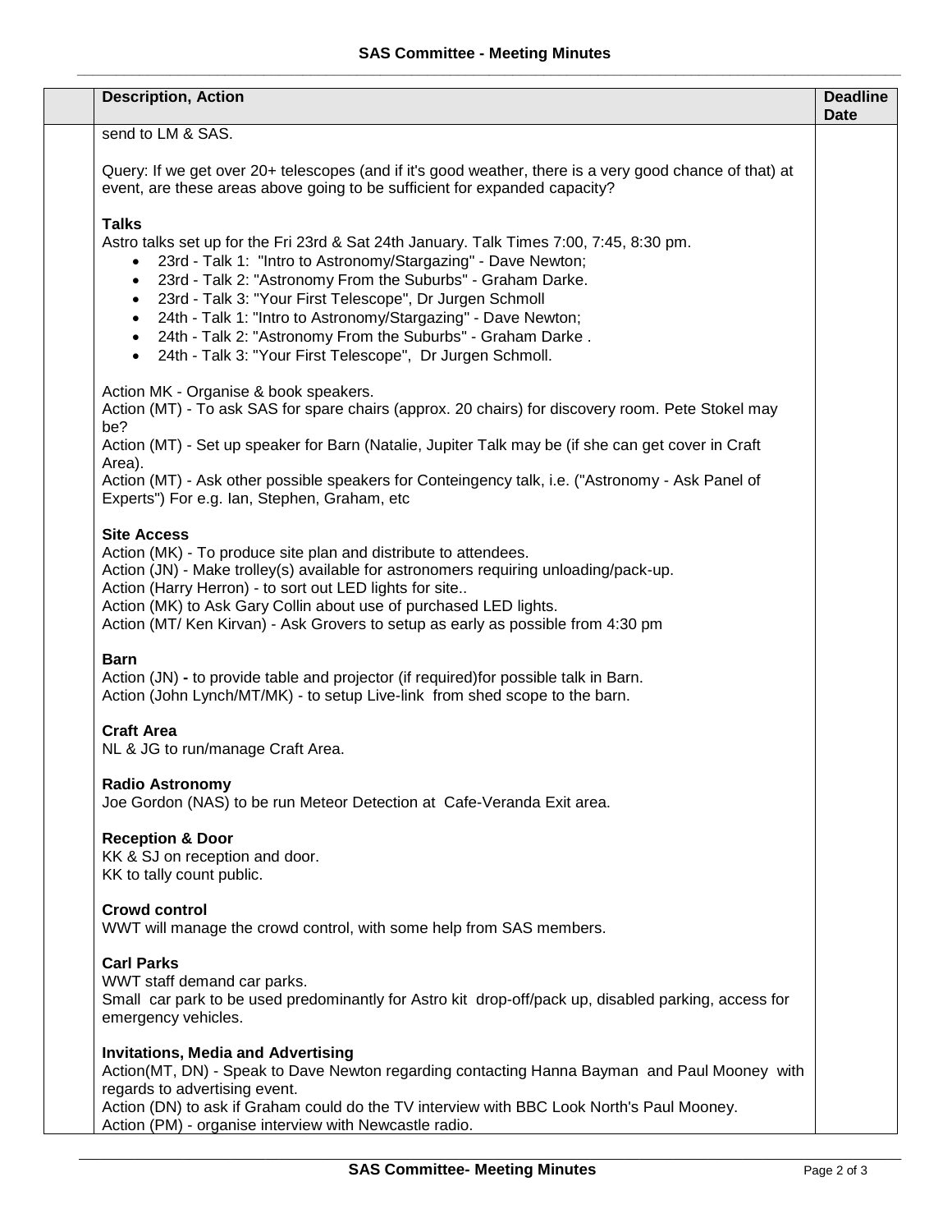| | Description, Action | Deadline Date |
|---|---|---|
| | send to LM & SAS.<br><br>Query: If we get over 20+ telescopes (and if it's good weather, there is a very good chance of that) at event, are these areas above going to be sufficient for expanded capacity?<br><br>**Talks**<br>Astro talks set up for the Fri 23rd & Sat 24th January. Talk Times 7:00, 7:45, 8:30 pm.<br>• 23rd - Talk 1: "Intro to Astronomy/Stargazing" - Dave Newton;<br>• 23rd - Talk 2: "Astronomy From the Suburbs" - Graham Darke.<br>• 23rd - Talk 3: "Your First Telescope", Dr Jurgen Schmoll<br>• 24th - Talk 1: "Intro to Astronomy/Stargazing" - Dave Newton;<br>• 24th - Talk 2: "Astronomy From the Suburbs" - Graham Darke .<br>• 24th - Talk 3: "Your First Telescope", Dr Jurgen Schmoll.<br><br>Action MK - Organise & book speakers.<br>Action (MT) - To ask SAS for spare chairs (approx. 20 chairs) for discovery room. Pete Stokel may be?<br>Action (MT) - Set up speaker for Barn (Natalie, Jupiter Talk may be (if she can get cover in Craft Area).<br>Action (MT) - Ask other possible speakers for Conteingency talk, i.e. ("Astronomy - Ask Panel of Experts") For e.g. Ian, Stephen, Graham, etc<br><br>**Site Access**<br>Action (MK) - To produce site plan and distribute to attendees.<br>Action (JN) - Make trolley(s) available for astronomers requiring unloading/pack-up.<br>Action (Harry Herron) - to sort out LED lights for site..<br>Action (MK) to Ask Gary Collin about use of purchased LED lights.<br>Action (MT/ Ken Kirvan) - Ask Grovers to setup as early as possible from 4:30 pm<br><br>**Barn**<br>Action (JN) - to provide table and projector (if required)for possible talk in Barn.<br>Action (John Lynch/MT/MK) - to setup Live-link from shed scope to the barn.<br><br>**Craft Area**<br>NL & JG to run/manage Craft Area.<br><br>**Radio Astronomy**<br>Joe Gordon (NAS) to be run Meteor Detection at Cafe-Veranda Exit area.<br><br>**Reception & Door**<br>KK & SJ on reception and door.<br>KK to tally count public.<br><br>**Crowd control**<br>WWT will manage the crowd control, with some help from SAS members.<br><br>**Carl Parks**<br>WWT staff demand car parks.<br>Small car park to be used predominantly for Astro kit drop-off/pack up, disabled parking, access for emergency vehicles.<br><br>**Invitations, Media and Advertising**<br>Action(MT, DN) - Speak to Dave Newton regarding contacting Hanna Bayman and Paul Mooney with regards to advertising event.<br>Action (DN) to ask if Graham could do the TV interview with BBC Look North's Paul Mooney.<br>Action (PM) - organise interview with Newcastle radio. | |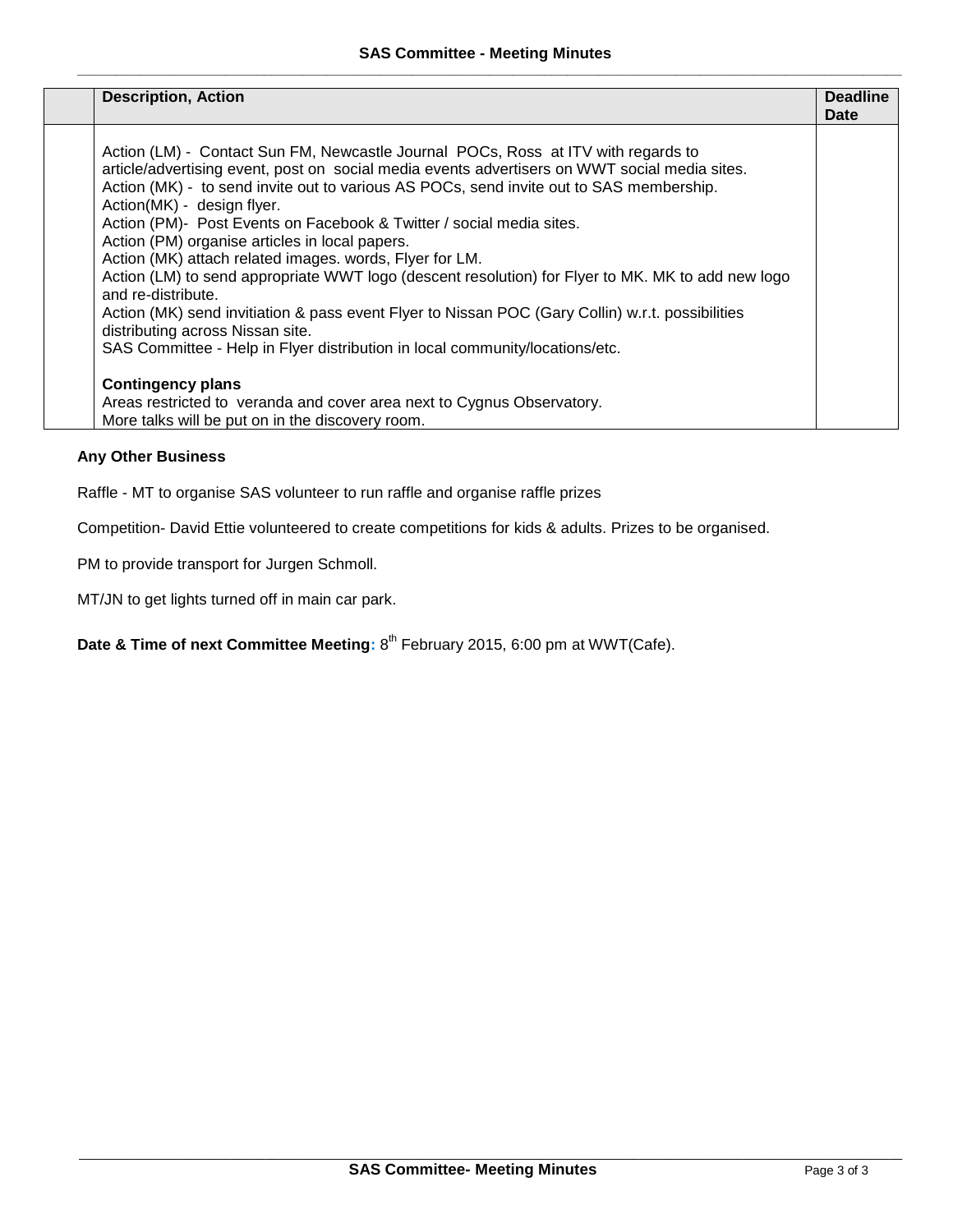| | Description, Action | Deadline Date |
|---|---|---|
| | Action (LM) - Contact Sun FM, Newcastle Journal POCs, Ross at ITV with regards to article/advertising event, post on social media events advertisers on WWT social media sites.<br>Action (MK) - to send invite out to various AS POCs, send invite out to SAS membership.<br>Action(MK) - design flyer.<br>Action (PM)- Post Events on Facebook & Twitter / social media sites.<br>Action (PM) organise articles in local papers.<br>Action (MK) attach related images. words, Flyer for LM.<br>Action (LM) to send appropriate WWT logo (descent resolution) for Flyer to MK. MK to add new logo and re-distribute.<br>Action (MK) send invitiation & pass event Flyer to Nissan POC (Gary Collin) w.r.t. possibilities distributing across Nissan site.<br>SAS Committee - Help in Flyer distribution in local community/locations/etc.<br><br>**Contingency plans**<br>Areas restricted to veranda and cover area next to Cygnus Observatory.<br>More talks will be put on in the discovery room. | |

**Any Other Business**

Raffle - MT to organise SAS volunteer to run raffle and organise raffle prizes

Competition- David Ettie volunteered to create competitions for kids & adults. Prizes to be organised.

PM to provide transport for Jurgen Schmoll.

MT/JN to get lights turned off in main car park.

**Date & Time of next Committee Meeting:** 8th February 2015, 6:00 pm at WWT(Cafe).